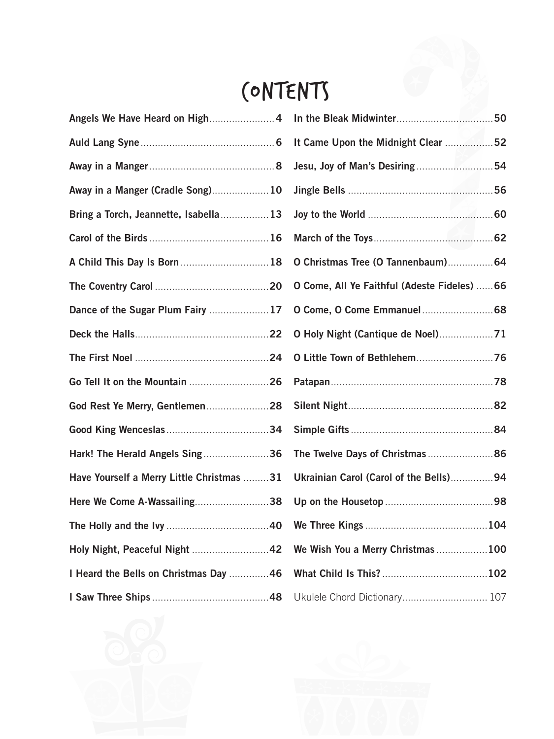# CONTENTS

- Angels We Have Heard on High ....................... 4
- Auld Lang Syne ....................... 6
- Away in a Manger ....................... 8
- Away in a Manger (Cradle Song) ....................... 10
- Bring a Torch, Jeannette, Isabella ....................... 13
- Carol of the Birds ....................... 16
- A Child This Day Is Born ....................... 18
- The Coventry Carol ....................... 20
- Dance of the Sugar Plum Fairy ....................... 17
- Deck the Halls ....................... 22
- The First Noel ....................... 24
- Go Tell It on the Mountain ....................... 26
- God Rest Ye Merry, Gentlemen ....................... 28
- Good King Wenceslas ....................... 34
- Hark! The Herald Angels Sing ....................... 36
- Have Yourself a Merry Little Christmas ....................... 31
- Here We Come A-Wassailing ....................... 38
- The Holly and the Ivy ....................... 40
- Holy Night, Peaceful Night ....................... 42
- I Heard the Bells on Christmas Day ....................... 46
- I Saw Three Ships ....................... 48
- In the Bleak Midwinter ....................... 50
- It Came Upon the Midnight Clear ....................... 52
- Jesu, Joy of Man's Desiring ....................... 54
- Jingle Bells ....................... 56
- Joy to the World ....................... 60
- March of the Toys ....................... 62
- O Christmas Tree (O Tannenbaum) ....................... 64
- O Come, All Ye Faithful (Adeste Fideles) ....................... 66
- O Come, O Come Emmanuel ....................... 68
- O Holy Night (Cantique de Noel) ....................... 71
- O Little Town of Bethlehem ....................... 76
- Patapan ....................... 78
- Silent Night ....................... 82
- Simple Gifts ....................... 84
- The Twelve Days of Christmas ....................... 86
- Ukrainian Carol (Carol of the Bells) ....................... 94
- Up on the Housetop ....................... 98
- We Three Kings ....................... 104
- We Wish You a Merry Christmas ....................... 100
- What Child Is This? ....................... 102
- Ukulele Chord Dictionary ....................... 107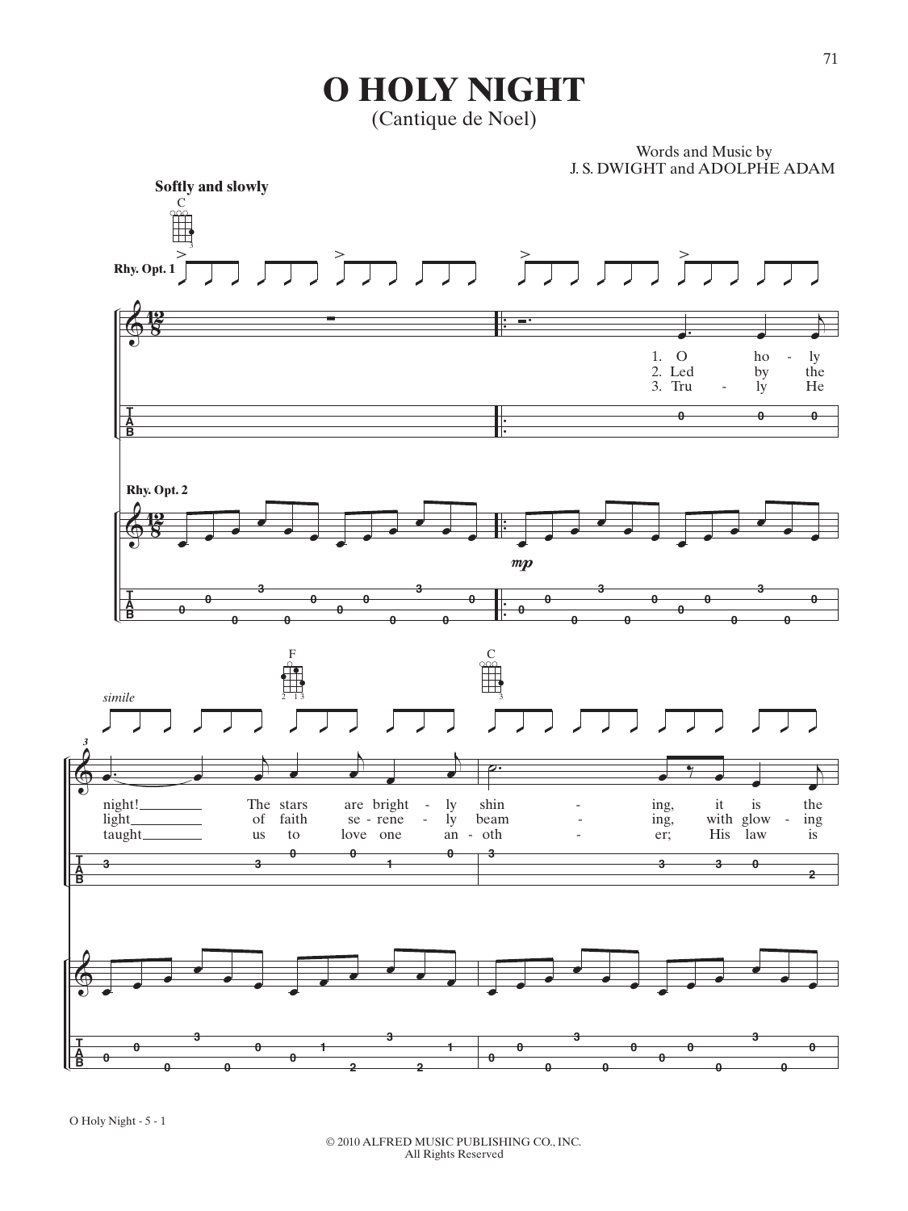# O HOLY NIGHT

(Cantique de Noel)

Words and Music by
J. S. DWIGHT and ADOLPHE ADAM

**Softly and slowly**

C

Rhy. Opt. 1

1. O holy
2. Led by the
3. Truly He

Rhy. Opt. 2

*mp*

*simile*

F C

night! The stars are brightly shining, it is the
light of faith serenely beaming, with glowing
taught us to love one another; His law is

© 2010 ALFRED MUSIC PUBLISHING CO., INC.
All Rights Reserved